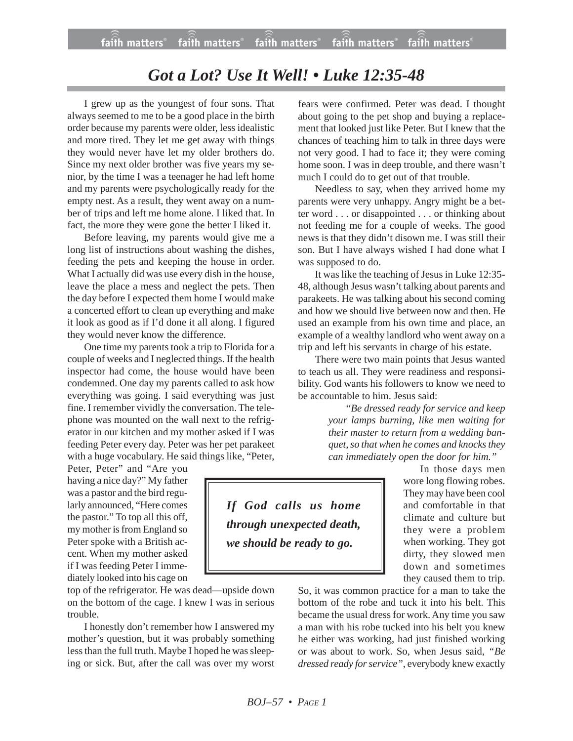# *Got a Lot? Use It Well! • Luke 12:35-48*

I grew up as the youngest of four sons. That always seemed to me to be a good place in the birth order because my parents were older, less idealistic and more tired. They let me get away with things they would never have let my older brothers do. Since my next older brother was five years my senior, by the time I was a teenager he had left home and my parents were psychologically ready for the empty nest. As a result, they went away on a number of trips and left me home alone. I liked that. In fact, the more they were gone the better I liked it.

Before leaving, my parents would give me a long list of instructions about washing the dishes, feeding the pets and keeping the house in order. What I actually did was use every dish in the house, leave the place a mess and neglect the pets. Then the day before I expected them home I would make a concerted effort to clean up everything and make it look as good as if I'd done it all along. I figured they would never know the difference.

One time my parents took a trip to Florida for a couple of weeks and I neglected things. If the health inspector had come, the house would have been condemned. One day my parents called to ask how everything was going. I said everything was just fine. I remember vividly the conversation. The telephone was mounted on the wall next to the refrigerator in our kitchen and my mother asked if I was feeding Peter every day. Peter was her pet parakeet with a huge vocabulary. He said things like, "Peter, Peter, Peter" and "Are you having a nice day?" My father was a pastor and the bird regularly announced, "Here comes the pastor." To top all this off, my mother is from England so Peter spoke with a British accent. When my mother asked if I was feeding Peter I immediately looked into his cage on top of the refrigerator. He was dead—upside down on the bottom of the cage. I knew I was in serious trouble.

I honestly don't remember how I answered my mother's question, but it was probably something less than the full truth. Maybe I hoped he was sleeping or sick. But, after the call was over my worst fears were confirmed. Peter was dead. I thought about going to the pet shop and buying a replacement that looked just like Peter. But I knew that the chances of teaching him to talk in three days were not very good. I had to face it; they were coming home soon. I was in deep trouble, and there wasn't much I could do to get out of that trouble.

Needless to say, when they arrived home my parents were very unhappy. Angry might be a better word . . . or disappointed . . . or thinking about not feeding me for a couple of weeks. The good news is that they didn't disown me. I was still their son. But I have always wished I had done what I was supposed to do.

It was like the teaching of Jesus in Luke 12:35-48, although Jesus wasn't talking about parents and parakeets. He was talking about his second coming and how we should live between now and then. He used an example from his own time and place, an example of a wealthy landlord who went away on a trip and left his servants in charge of his estate.

There were two main points that Jesus wanted to teach us all. They were readiness and responsibility. God wants his followers to know we need to be accountable to him. Jesus said:

> *"Be dressed ready for service and keep your lamps burning, like men waiting for their master to return from a wedding banquet, so that when he comes and knocks they can immediately open the door for him."*

> ***If God calls us home through unexpected death, we should be ready to go.***

In those days men wore long flowing robes. They may have been cool and comfortable in that climate and culture but they were a problem when working. They got dirty, they slowed men down and sometimes they caused them to trip. So, it was common practice for a man to take the bottom of the robe and tuck it into his belt. This became the usual dress for work. Any time you saw a man with his robe tucked into his belt you knew he either was working, had just finished working or was about to work. So, when Jesus said, *"Be dressed ready for service"*, everybody knew exactly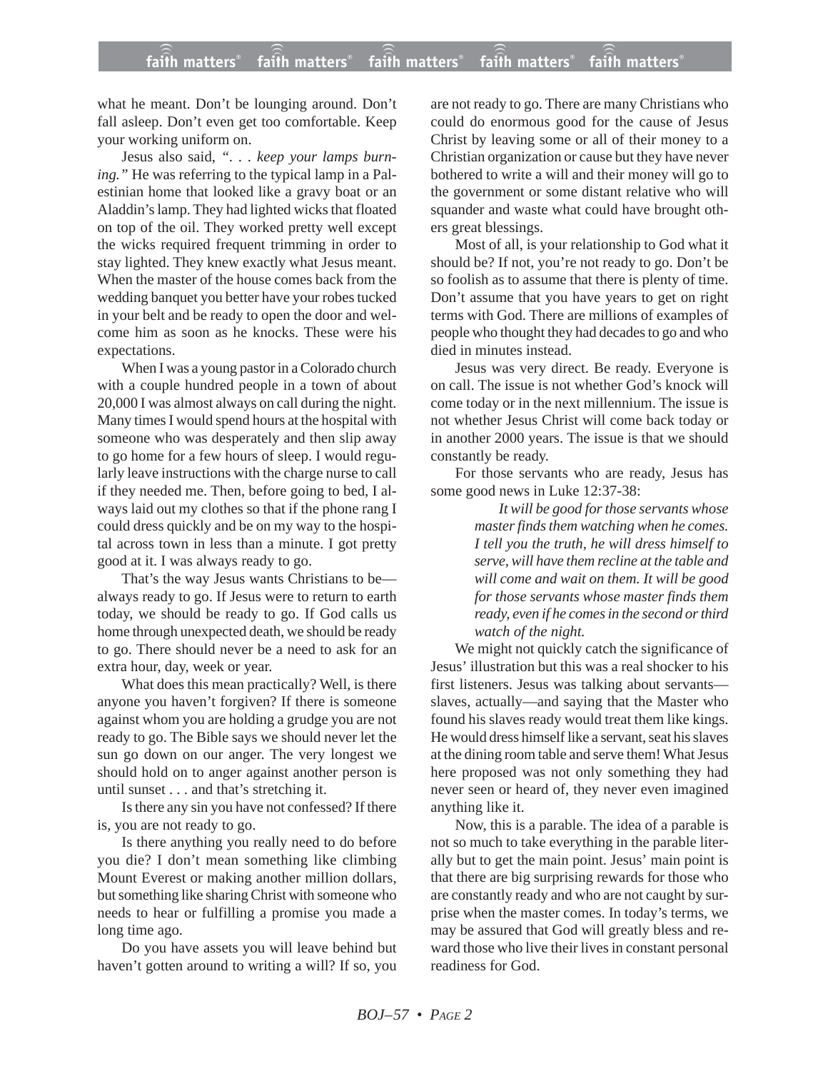what he meant. Don't be lounging around. Don't fall asleep. Don't even get too comfortable. Keep your working uniform on.

Jesus also said, *". . . keep your lamps burning."* He was referring to the typical lamp in a Palestinian home that looked like a gravy boat or an Aladdin's lamp. They had lighted wicks that floated on top of the oil. They worked pretty well except the wicks required frequent trimming in order to stay lighted. They knew exactly what Jesus meant. When the master of the house comes back from the wedding banquet you better have your robes tucked in your belt and be ready to open the door and welcome him as soon as he knocks. These were his expectations.

When I was a young pastor in a Colorado church with a couple hundred people in a town of about 20,000 I was almost always on call during the night. Many times I would spend hours at the hospital with someone who was desperately and then slip away to go home for a few hours of sleep. I would regularly leave instructions with the charge nurse to call if they needed me. Then, before going to bed, I always laid out my clothes so that if the phone rang I could dress quickly and be on my way to the hospital across town in less than a minute. I got pretty good at it. I was always ready to go.

That's the way Jesus wants Christians to be—always ready to go. If Jesus were to return to earth today, we should be ready to go. If God calls us home through unexpected death, we should be ready to go. There should never be a need to ask for an extra hour, day, week or year.

What does this mean practically? Well, is there anyone you haven't forgiven? If there is someone against whom you are holding a grudge you are not ready to go. The Bible says we should never let the sun go down on our anger. The very longest we should hold on to anger against another person is until sunset . . . and that's stretching it.

Is there any sin you have not confessed? If there is, you are not ready to go.

Is there anything you really need to do before you die? I don't mean something like climbing Mount Everest or making another million dollars, but something like sharing Christ with someone who needs to hear or fulfilling a promise you made a long time ago.

Do you have assets you will leave behind but haven't gotten around to writing a will? If so, you are not ready to go. There are many Christians who could do enormous good for the cause of Jesus Christ by leaving some or all of their money to a Christian organization or cause but they have never bothered to write a will and their money will go to the government or some distant relative who will squander and waste what could have brought others great blessings.

Most of all, is your relationship to God what it should be? If not, you're not ready to go. Don't be so foolish as to assume that there is plenty of time. Don't assume that you have years to get on right terms with God. There are millions of examples of people who thought they had decades to go and who died in minutes instead.

Jesus was very direct. Be ready. Everyone is on call. The issue is not whether God's knock will come today or in the next millennium. The issue is not whether Jesus Christ will come back today or in another 2000 years. The issue is that we should constantly be ready.

For those servants who are ready, Jesus has some good news in Luke 12:37-38:

> *It will be good for those servants whose master finds them watching when he comes. I tell you the truth, he will dress himself to serve, will have them recline at the table and will come and wait on them. It will be good for those servants whose master finds them ready, even if he comes in the second or third watch of the night.*

We might not quickly catch the significance of Jesus' illustration but this was a real shocker to his first listeners. Jesus was talking about servants—slaves, actually—and saying that the Master who found his slaves ready would treat them like kings. He would dress himself like a servant, seat his slaves at the dining room table and serve them! What Jesus here proposed was not only something they had never seen or heard of, they never even imagined anything like it.

Now, this is a parable. The idea of a parable is not so much to take everything in the parable literally but to get the main point. Jesus' main point is that there are big surprising rewards for those who are constantly ready and who are not caught by surprise when the master comes. In today's terms, we may be assured that God will greatly bless and reward those who live their lives in constant personal readiness for God.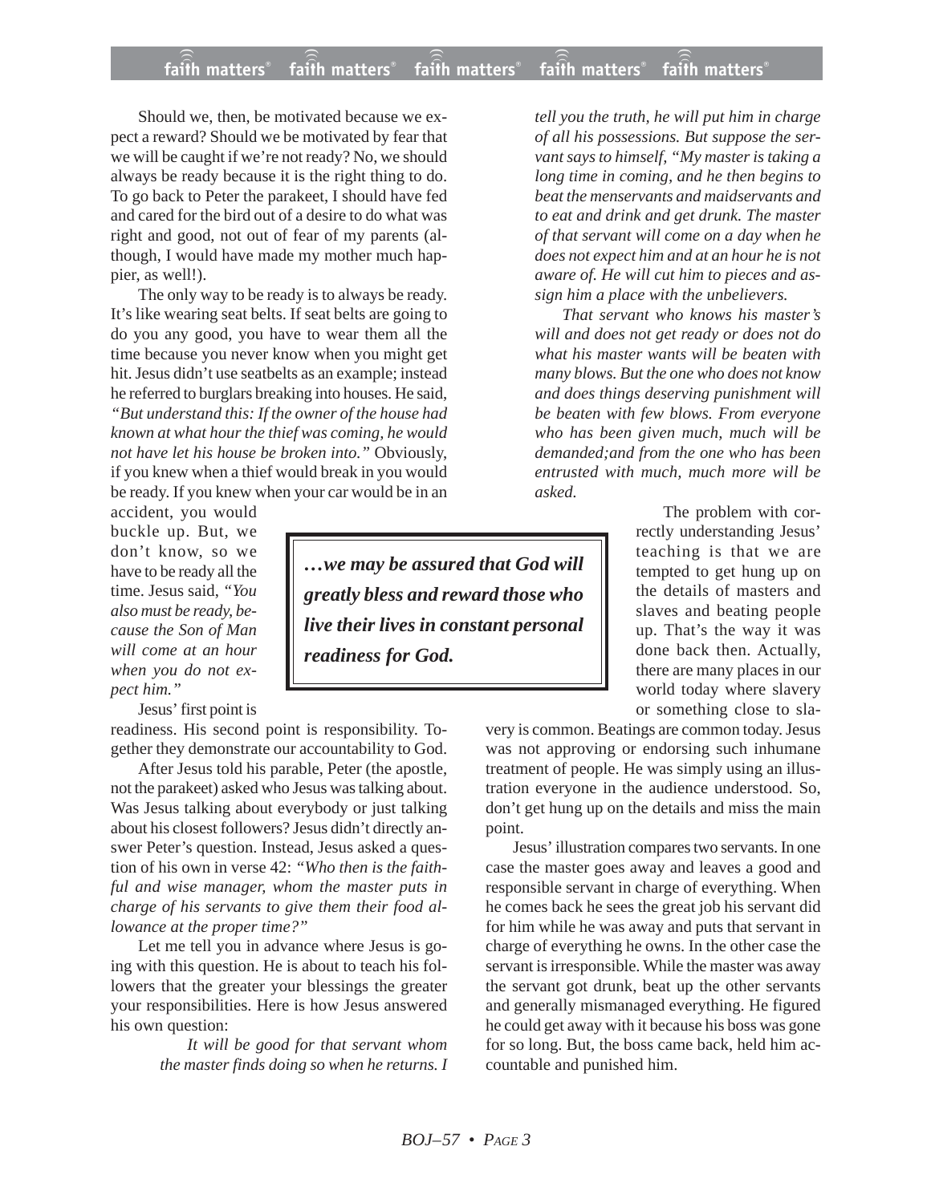Should we, then, be motivated because we expect a reward? Should we be motivated by fear that we will be caught if we're not ready? No, we should always be ready because it is the right thing to do. To go back to Peter the parakeet, I should have fed and cared for the bird out of a desire to do what was right and good, not out of fear of my parents (although, I would have made my mother much happier, as well!).

The only way to be ready is to always be ready. It's like wearing seat belts. If seat belts are going to do you any good, you have to wear them all the time because you never know when you might get hit. Jesus didn't use seatbelts as an example; instead he referred to burglars breaking into houses. He said, *"But understand this: If the owner of the house had known at what hour the thief was coming, he would not have let his house be broken into."* Obviously, if you knew when a thief would break in you would be ready. If you knew when your car would be in an accident, you would buckle up. But, we don't know, so we have to be ready all the time. Jesus said, *"You also must be ready, because the Son of Man will come at an hour when you do not expect him."*

Jesus' first point is readiness. His second point is responsibility. Together they demonstrate our accountability to God.

After Jesus told his parable, Peter (the apostle, not the parakeet) asked who Jesus was talking about. Was Jesus talking about everybody or just talking about his closest followers? Jesus didn't directly answer Peter's question. Instead, Jesus asked a question of his own in verse 42: *"Who then is the faithful and wise manager, whom the master puts in charge of his servants to give them their food allowance at the proper time?"*

Let me tell you in advance where Jesus is going with this question. He is about to teach his followers that the greater your blessings the greater your responsibilities. Here is how Jesus answered his own question:

> *It will be good for that servant whom the master finds doing so when he returns. I tell you the truth, he will put him in charge of all his possessions. But suppose the servant says to himself, "My master is taking a long time in coming, and he then begins to beat the menservants and maidservants and to eat and drink and get drunk. The master of that servant will come on a day when he does not expect him and at an hour he is not aware of. He will cut him to pieces and assign him a place with the unbelievers.*
>
> *That servant who knows his master's will and does not get ready or does not do what his master wants will be beaten with many blows. But the one who does not know and does things deserving punishment will be beaten with few blows. From everyone who has been given much, much will be demanded;and from the one who has been entrusted with much, much more will be asked.*

> ***…we may be assured that God will greatly bless and reward those who live their lives in constant personal readiness for God.***

The problem with correctly understanding Jesus' teaching is that we are tempted to get hung up on the details of masters and slaves and beating people up. That's the way it was done back then. Actually, there are many places in our world today where slavery or something close to slavery is common. Beatings are common today. Jesus was not approving or endorsing such inhumane treatment of people. He was simply using an illustration everyone in the audience understood. So, don't get hung up on the details and miss the main point.

Jesus' illustration compares two servants. In one case the master goes away and leaves a good and responsible servant in charge of everything. When he comes back he sees the great job his servant did for him while he was away and puts that servant in charge of everything he owns. In the other case the servant is irresponsible. While the master was away the servant got drunk, beat up the other servants and generally mismanaged everything. He figured he could get away with it because his boss was gone for so long. But, the boss came back, held him accountable and punished him.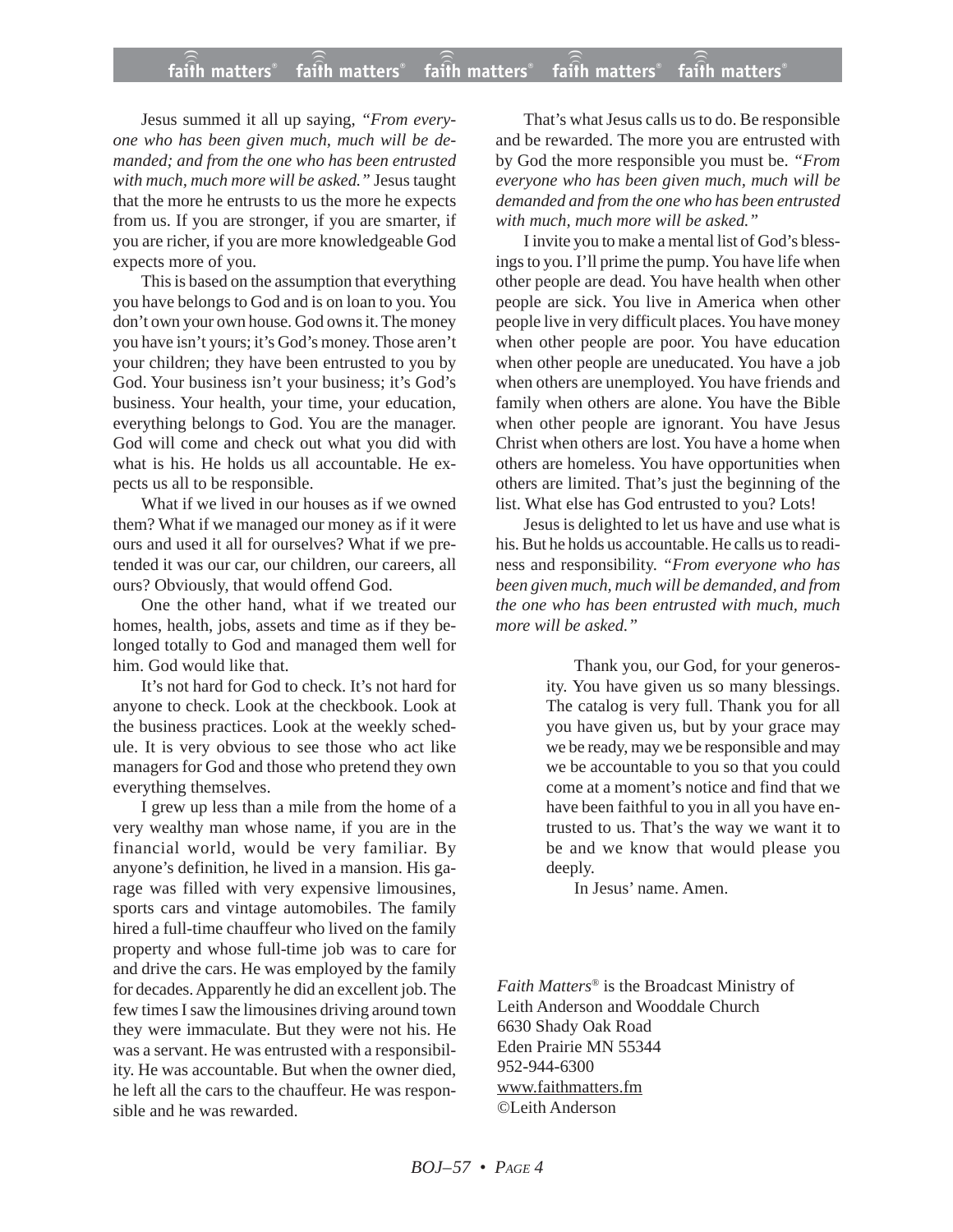Jesus summed it all up saying, *"From everyone who has been given much, much will be demanded; and from the one who has been entrusted with much, much more will be asked."* Jesus taught that the more he entrusts to us the more he expects from us. If you are stronger, if you are smarter, if you are richer, if you are more knowledgeable God expects more of you.

This is based on the assumption that everything you have belongs to God and is on loan to you. You don't own your own house. God owns it. The money you have isn't yours; it's God's money. Those aren't your children; they have been entrusted to you by God. Your business isn't your business; it's God's business. Your health, your time, your education, everything belongs to God. You are the manager. God will come and check out what you did with what is his. He holds us all accountable. He expects us all to be responsible.

What if we lived in our houses as if we owned them? What if we managed our money as if it were ours and used it all for ourselves? What if we pretended it was our car, our children, our careers, all ours? Obviously, that would offend God.

One the other hand, what if we treated our homes, health, jobs, assets and time as if they belonged totally to God and managed them well for him. God would like that.

It's not hard for God to check. It's not hard for anyone to check. Look at the checkbook. Look at the business practices. Look at the weekly schedule. It is very obvious to see those who act like managers for God and those who pretend they own everything themselves.

I grew up less than a mile from the home of a very wealthy man whose name, if you are in the financial world, would be very familiar. By anyone's definition, he lived in a mansion. His garage was filled with very expensive limousines, sports cars and vintage automobiles. The family hired a full-time chauffeur who lived on the family property and whose full-time job was to care for and drive the cars. He was employed by the family for decades. Apparently he did an excellent job. The few times I saw the limousines driving around town they were immaculate. But they were not his. He was a servant. He was entrusted with a responsibility. He was accountable. But when the owner died, he left all the cars to the chauffeur. He was responsible and he was rewarded.

That's what Jesus calls us to do. Be responsible and be rewarded. The more you are entrusted with by God the more responsible you must be. *"From everyone who has been given much, much will be demanded and from the one who has been entrusted with much, much more will be asked."*

I invite you to make a mental list of God's blessings to you. I'll prime the pump. You have life when other people are dead. You have health when other people are sick. You live in America when other people live in very difficult places. You have money when other people are poor. You have education when other people are uneducated. You have a job when others are unemployed. You have friends and family when others are alone. You have the Bible when other people are ignorant. You have Jesus Christ when others are lost. You have a home when others are homeless. You have opportunities when others are limited. That's just the beginning of the list. What else has God entrusted to you? Lots!

Jesus is delighted to let us have and use what is his. But he holds us accountable. He calls us to readiness and responsibility. *"From everyone who has been given much, much will be demanded, and from the one who has been entrusted with much, much more will be asked."*

> Thank you, our God, for your generosity. You have given us so many blessings. The catalog is very full. Thank you for all you have given us, but by your grace may we be ready, may we be responsible and may we be accountable to you so that you could come at a moment's notice and find that we have been faithful to you in all you have entrusted to us. That's the way we want it to be and we know that would please you deeply.
>
> In Jesus' name. Amen.

*Faith Matters*® is the Broadcast Ministry of
Leith Anderson and Wooddale Church
6630 Shady Oak Road
Eden Prairie MN 55344
952-944-6300
www.faithmatters.fm
©Leith Anderson